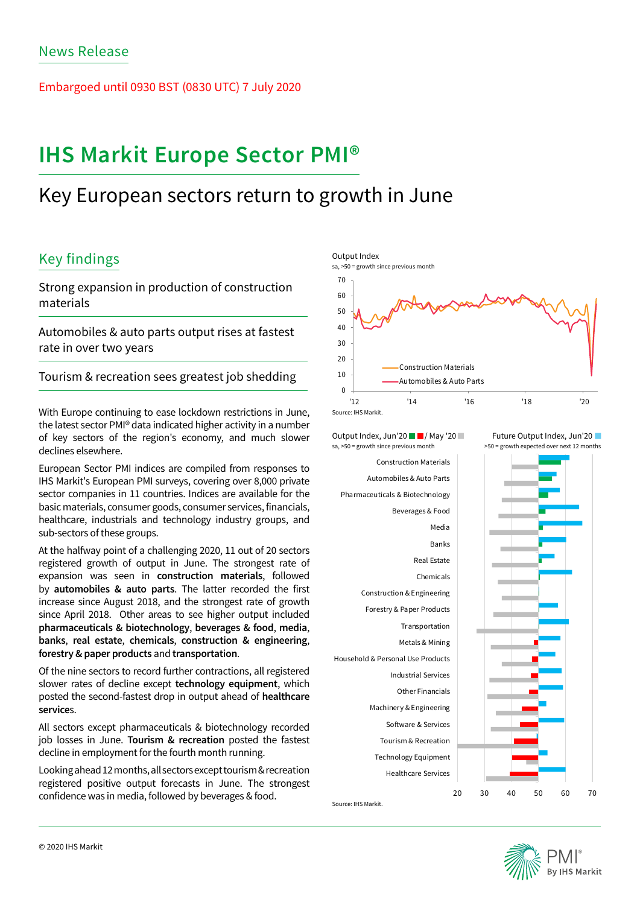News Release

Embargoed until 0930 BST (0830 UTC) 7 July 2020

# IHS Markit Europe Sector PMI®

## Key European sectors return to growth in June

### Key findings

Strong expansion in production of construction materials

Automobiles & auto parts output rises at fastest rate in over two years

Tourism & recreation sees greatest job shedding

With Europe continuing to ease lockdown restrictions in June, the latest sector PMI® data indicated higher activity in a number of key sectors of the region's economy, and much slower declines elsewhere.

European Sector PMI indices are compiled from responses to IHS Markit's European PMI surveys, covering over 8,000 private sector companies in 11 countries. Indices are available for the basic materials, consumer goods, consumer services, financials, healthcare, industrials and technology industry groups, and sub-sectors of these groups.

At the halfway point of a challenging 2020, 11 out of 20 sectors registered growth of output in June. The strongest rate of expansion was seen in **construction materials**, followed by **automobiles & auto parts**. The latter recorded the first increase since August 2018, and the strongest rate of growth since April 2018. Other areas to see higher output included **pharmaceuticals & biotechnology**, **beverages & food**, **media**, **banks**, **real estate**, **chemicals**, **construction & engineering**, **forestry & paper products** and **transportation**.

Of the nine sectors to record further contractions, all registered slower rates of decline except **technology equipment**, which posted the second-fastest drop in output ahead of **healthcare services**.

All sectors except pharmaceuticals & biotechnology recorded job losses in June. **Tourism & recreation** posted the fastest decline in employment for the fourth month running.

Looking ahead 12 months, all sectors except tourism & recreation registered positive output forecasts in June. The strongest confidence was in media, followed by beverages & food.

Output Index
sa, >50 = growth since previous month

Source: IHS Markit.

Output Index, Jun'20 / May '20 — Future Output Index, Jun'20
sa, >50 = growth since previous month — >50 = growth expected over next 12 months

Source: IHS Markit.

© 2020 IHS Markit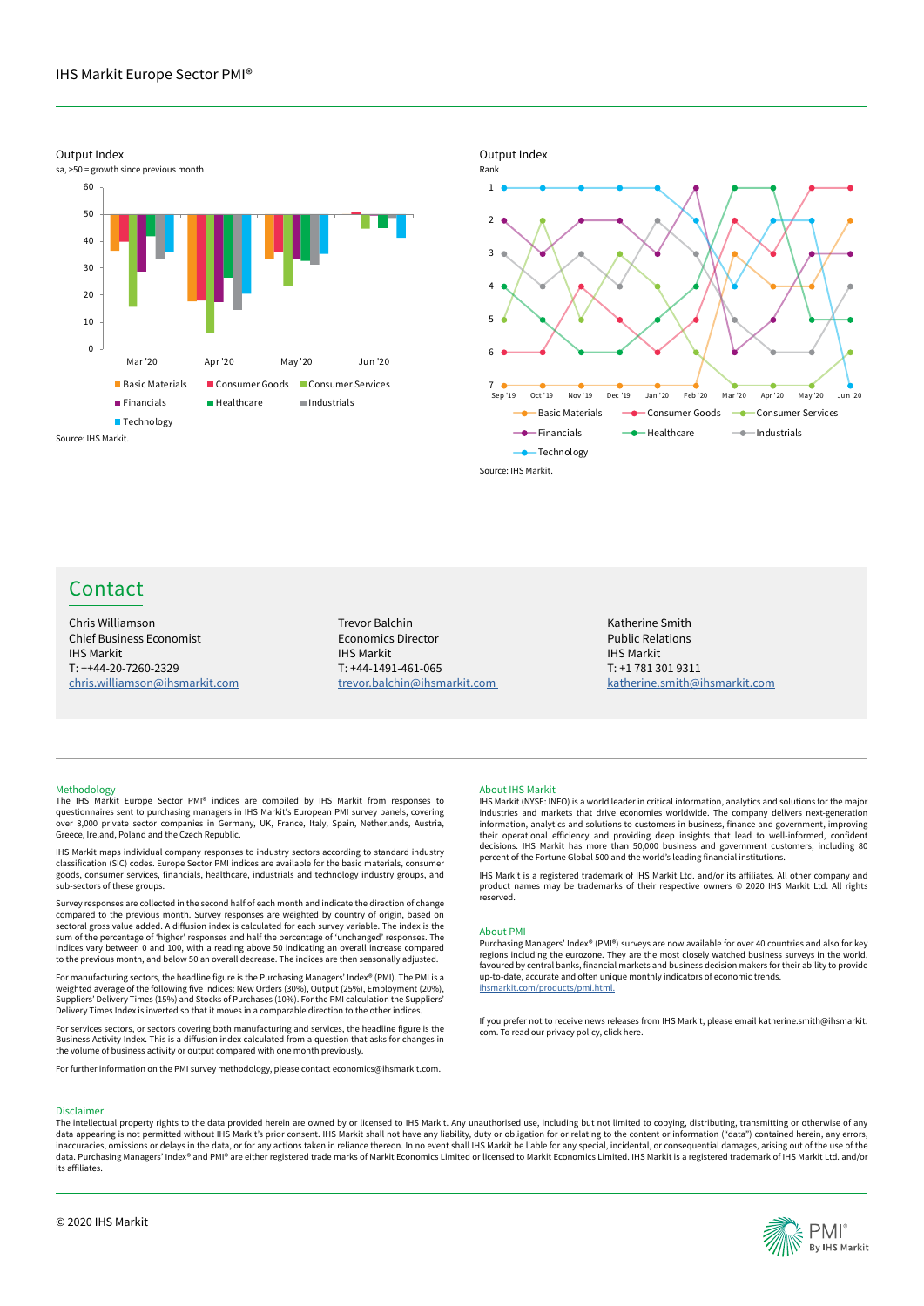Output Index

sa, >50 = growth since previous month

60
50
40
30
20
10
0

Mar '20
Apr '20
May '20
Jun '20

Basic Materials
Consumer Goods
Consumer Services
Financials
Healthcare
Industrials
Technology

Source: IHS Markit.

Output Index

Rank

1
2
3
4
5
6
7

Sep '19
Oct '19
Nov '19
Dec '19
Jan '20
Feb '20
Mar '20
Apr '20
May '20
Jun '20

Basic Materials
Consumer Goods
Consumer Services
Financials
Healthcare
Industrials
Technology

Source: IHS Markit.

## Contact

Chris Williamson
Chief Business Economist
IHS Markit
T: ++44-20-7260-2329
chris.williamson@ihsmarkit.com

Trevor Balchin
Economics Director
IHS Markit
T: +44-1491-461-065
trevor.balchin@ihsmarkit.com

Katherine Smith
Public Relations
IHS Markit
T: +1 781 301 9311
katherine.smith@ihsmarkit.com

### Methodology

The IHS Markit Europe Sector PMI® indices are compiled by IHS Markit from responses to questionnaires sent to purchasing managers in IHS Markit's European PMI survey panels, covering over 8,000 private sector companies in Germany, UK, France, Italy, Spain, Netherlands, Austria, Greece, Ireland, Poland and the Czech Republic.

IHS Markit maps individual company responses to industry sectors according to standard industry classification (SIC) codes. Europe Sector PMI indices are available for the basic materials, consumer goods, consumer services, financials, healthcare, industrials and technology industry groups, and sub-sectors of these groups.

Survey responses are collected in the second half of each month and indicate the direction of change compared to the previous month. Survey responses are weighted by country of origin, based on sectoral gross value added. A diffusion index is calculated for each survey variable. The index is the sum of the percentage of 'higher' responses and half the percentage of 'unchanged' responses. The indices vary between 0 and 100, with a reading above 50 indicating an overall increase compared to the previous month, and below 50 an overall decrease. The indices are then seasonally adjusted.

For manufacturing sectors, the headline figure is the Purchasing Managers' Index® (PMI). The PMI is a weighted average of the following five indices: New Orders (30%), Output (25%), Employment (20%), Suppliers' Delivery Times (15%) and Stocks of Purchases (10%). For the PMI calculation the Suppliers' Delivery Times Index is inverted so that it moves in a comparable direction to the other indices.

For services sectors, or sectors covering both manufacturing and services, the headline figure is the Business Activity Index. This is a diffusion index calculated from a question that asks for changes in the volume of business activity or output compared with one month previously.

For further information on the PMI survey methodology, please contact economics@ihsmarkit.com.

### About IHS Markit

IHS Markit (NYSE: INFO) is a world leader in critical information, analytics and solutions for the major industries and markets that drive economies worldwide. The company delivers next-generation information, analytics and solutions to customers in business, finance and government, improving their operational efficiency and providing deep insights that lead to well-informed, confident decisions. IHS Markit has more than 50,000 business and government customers, including 80 percent of the Fortune Global 500 and the world's leading financial institutions.

IHS Markit is a registered trademark of IHS Markit Ltd. and/or its affiliates. All other company and product names may be trademarks of their respective owners © 2020 IHS Markit Ltd. All rights reserved.

### About PMI

Purchasing Managers' Index® (PMI®) surveys are now available for over 40 countries and also for key regions including the eurozone. They are the most closely watched business surveys in the world, favoured by central banks, financial markets and business decision makers for their ability to provide up-to-date, accurate and often unique monthly indicators of economic trends.
ihsmarkit.com/products/pmi.html.

If you prefer not to receive news releases from IHS Markit, please email katherine.smith@ihsmarkit.com. To read our privacy policy, click here.

### Disclaimer

The intellectual property rights to the data provided herein are owned by or licensed to IHS Markit. Any unauthorised use, including but not limited to copying, distributing, transmitting or otherwise of any data appearing is not permitted without IHS Markit's prior consent. IHS Markit shall not have any liability, duty or obligation for or relating to the content or information ("data") contained herein, any errors, inaccuracies, omissions or delays in the data, or for any actions taken in reliance thereon. In no event shall IHS Markit be liable for any special, incidental, or consequential damages, arising out of the use of the data. Purchasing Managers' Index® and PMI® are either registered trade marks of Markit Economics Limited or licensed to Markit Economics Limited. IHS Markit is a registered trademark of IHS Markit Ltd. and/or its affiliates.

© 2020 IHS Markit